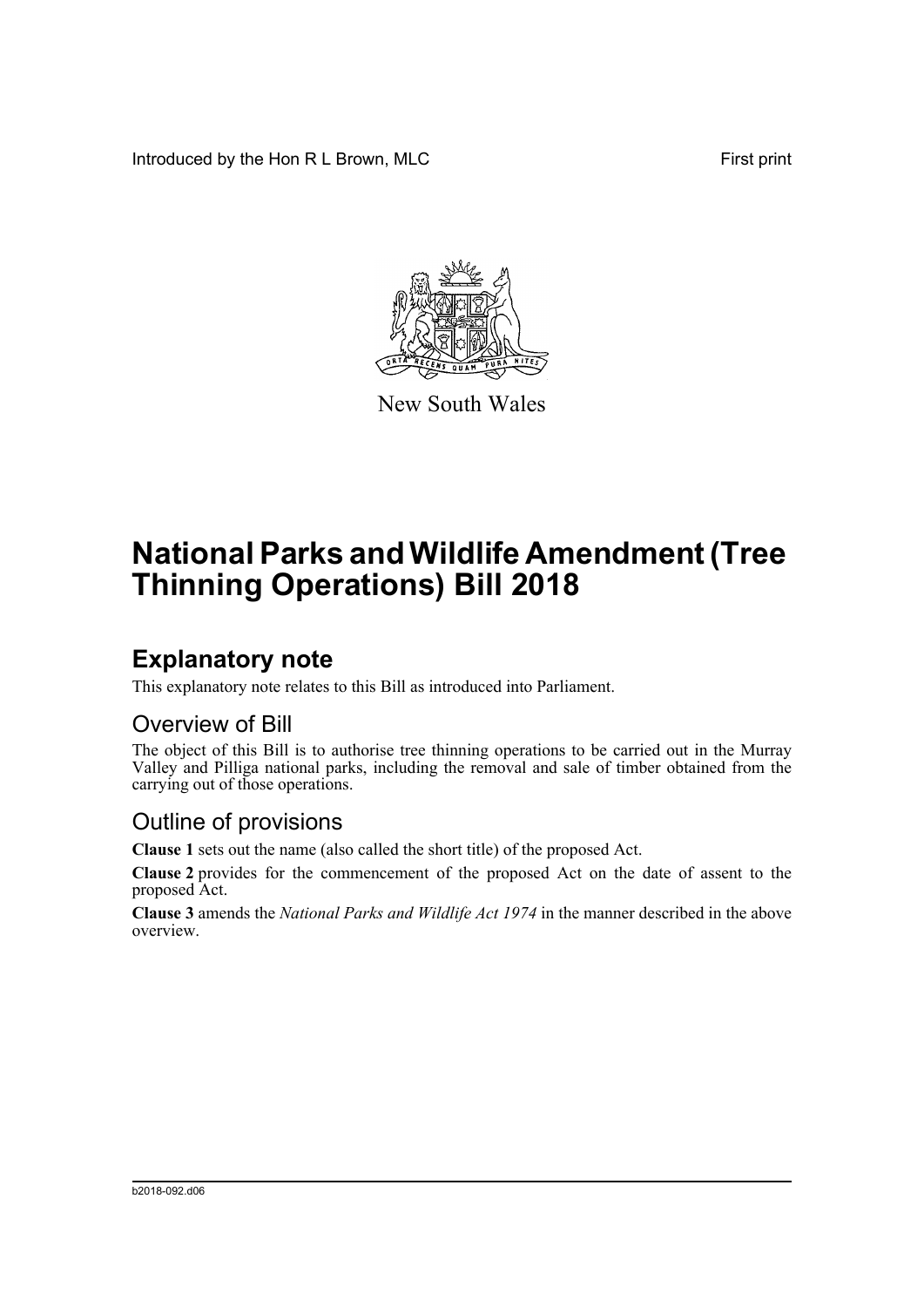Introduced by the Hon R L Brown, MLC First print

New South Wales

# National Parks and Wildlife Amendment (Tree Thinning Operations) Bill 2018

## Explanatory note

This explanatory note relates to this Bill as introduced into Parliament.

### Overview of Bill

The object of this Bill is to authorise tree thinning operations to be carried out in the Murray Valley and Pilliga national parks, including the removal and sale of timber obtained from the carrying out of those operations.

### Outline of provisions

**Clause 1** sets out the name (also called the short title) of the proposed Act.

**Clause 2** provides for the commencement of the proposed Act on the date of assent to the proposed Act.

**Clause 3** amends the *National Parks and Wildlife Act 1974* in the manner described in the above overview.

b2018-092.d06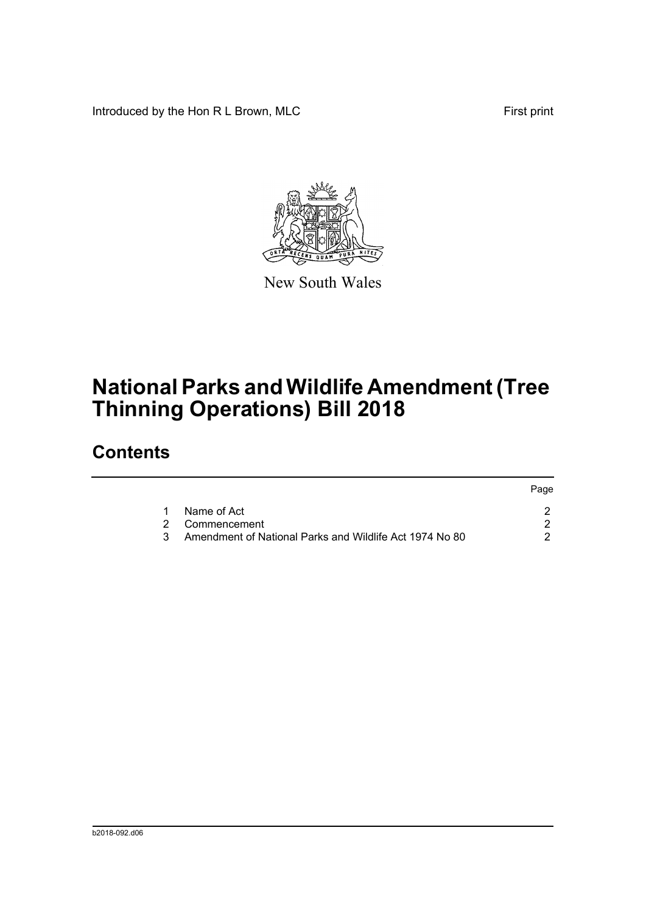Introduced by the Hon R L Brown, MLC

First print

New South Wales

# National Parks and Wildlife Amendment (Tree Thinning Operations) Bill 2018

## Contents

| | | Page |
|---|---|---|
| 1 | Name of Act | 2 |
| 2 | Commencement | 2 |
| 3 | Amendment of National Parks and Wildlife Act 1974 No 80 | 2 |

b2018-092.d06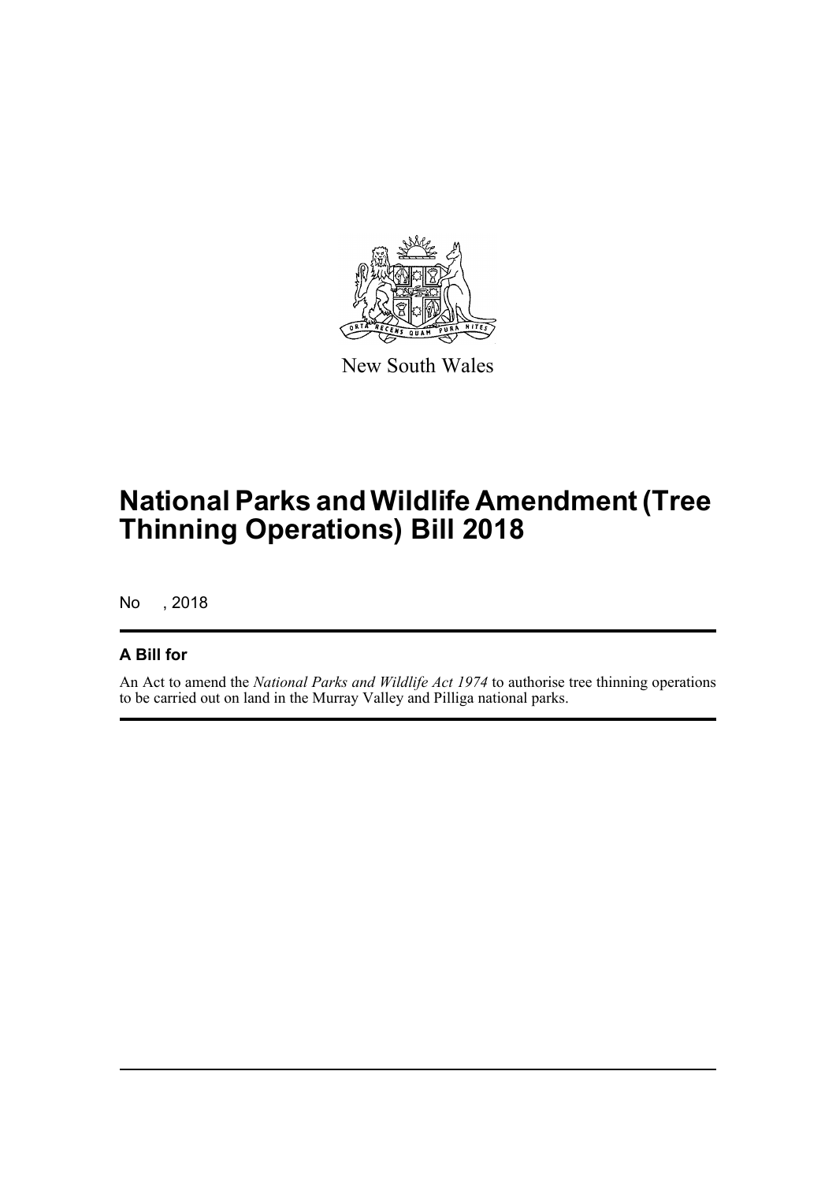New South Wales

# National Parks and Wildlife Amendment (Tree Thinning Operations) Bill 2018

No , 2018

## A Bill for

An Act to amend the *National Parks and Wildlife Act 1974* to authorise tree thinning operations to be carried out on land in the Murray Valley and Pilliga national parks.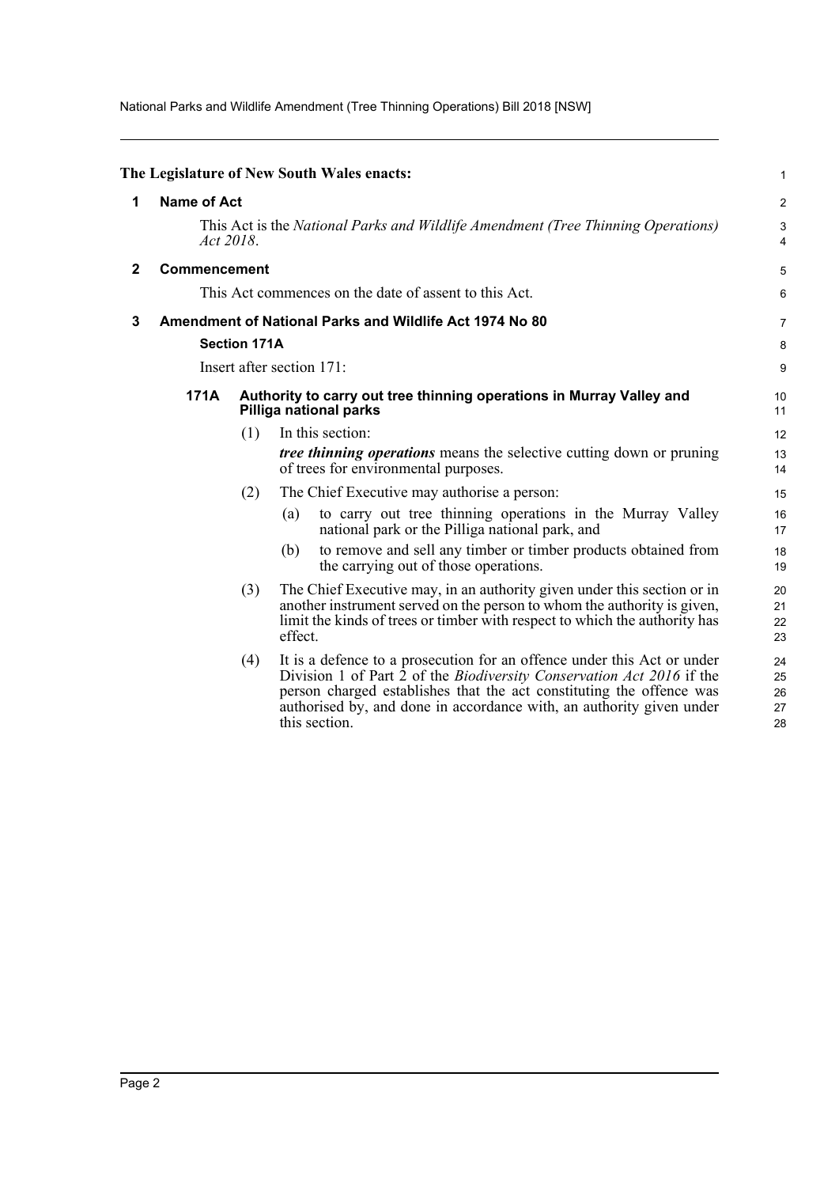**The Legislature of New South Wales enacts:**

## 1 Name of Act

This Act is the *National Parks and Wildlife Amendment (Tree Thinning Operations) Act 2018*.

## 2 Commencement

This Act commences on the date of assent to this Act.

## 3 Amendment of National Parks and Wildlife Act 1974 No 80

### Section 171A

Insert after section 171:

#### 171A Authority to carry out tree thinning operations in Murray Valley and Pilliga national parks

(1) In this section:

***tree thinning operations*** means the selective cutting down or pruning of trees for environmental purposes.

(2) The Chief Executive may authorise a person:

(a) to carry out tree thinning operations in the Murray Valley national park or the Pilliga national park, and

(b) to remove and sell any timber or timber products obtained from the carrying out of those operations.

(3) The Chief Executive may, in an authority given under this section or in another instrument served on the person to whom the authority is given, limit the kinds of trees or timber with respect to which the authority has effect.

(4) It is a defence to a prosecution for an offence under this Act or under Division 1 of Part 2 of the *Biodiversity Conservation Act 2016* if the person charged establishes that the act constituting the offence was authorised by, and done in accordance with, an authority given under this section.